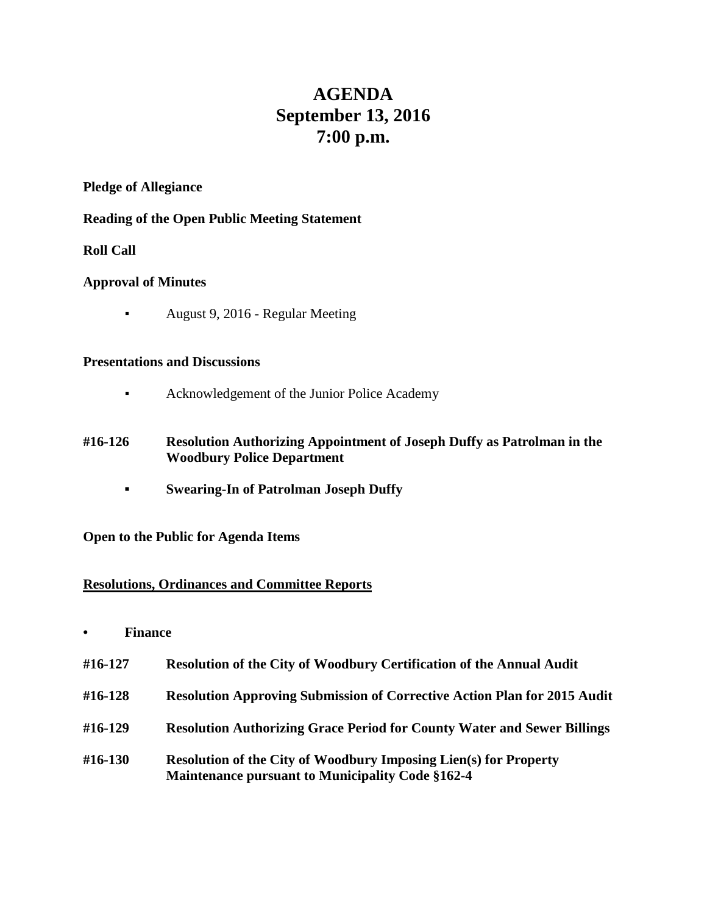# AGENDA
# September 13, 2016
# 7:00 p.m.

**Pledge of Allegiance**

**Reading of the Open Public Meeting Statement**

**Roll Call**

**Approval of Minutes**

- August 9, 2016 - Regular Meeting

**Presentations and Discussions**

- Acknowledgement of the Junior Police Academy

**#16-126 Resolution Authorizing Appointment of Joseph Duffy as Patrolman in the Woodbury Police Department**

- **Swearing-In of Patrolman Joseph Duffy**

**Open to the Public for Agenda Items**

**Resolutions, Ordinances and Committee Reports**

- **Finance**

**#16-127 Resolution of the City of Woodbury Certification of the Annual Audit**

**#16-128 Resolution Approving Submission of Corrective Action Plan for 2015 Audit**

**#16-129 Resolution Authorizing Grace Period for County Water and Sewer Billings**

**#16-130 Resolution of the City of Woodbury Imposing Lien(s) for Property Maintenance pursuant to Municipality Code §162-4**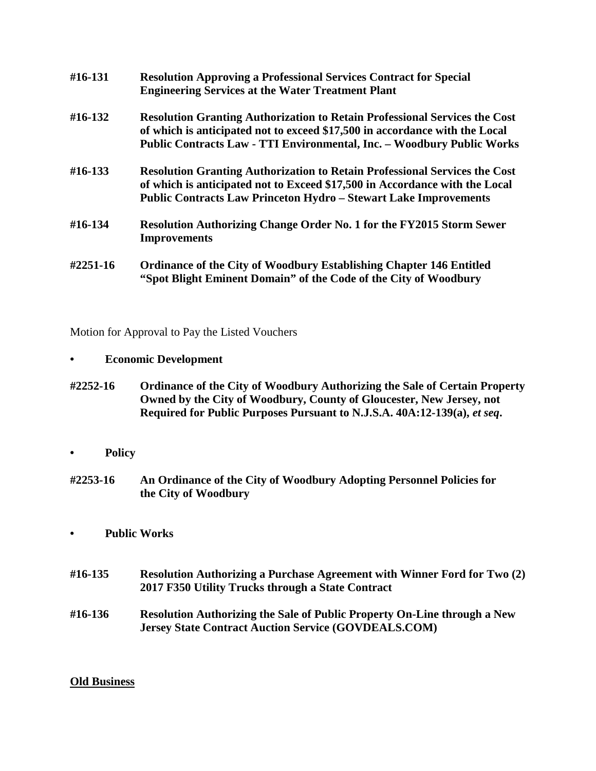**#16-131 Resolution Approving a Professional Services Contract for Special Engineering Services at the Water Treatment Plant**

**#16-132 Resolution Granting Authorization to Retain Professional Services the Cost of which is anticipated not to exceed $17,500 in accordance with the Local Public Contracts Law - TTI Environmental, Inc. – Woodbury Public Works**

**#16-133 Resolution Granting Authorization to Retain Professional Services the Cost of which is anticipated not to Exceed $17,500 in Accordance with the Local Public Contracts Law Princeton Hydro – Stewart Lake Improvements**

**#16-134 Resolution Authorizing Change Order No. 1 for the FY2015 Storm Sewer Improvements**

**#2251-16 Ordinance of the City of Woodbury Establishing Chapter 146 Entitled "Spot Blight Eminent Domain" of the Code of the City of Woodbury**

Motion for Approval to Pay the Listed Vouchers

- **Economic Development**

**#2252-16 Ordinance of the City of Woodbury Authorizing the Sale of Certain Property Owned by the City of Woodbury, County of Gloucester, New Jersey, not Required for Public Purposes Pursuant to N.J.S.A. 40A:12-139(a), *et seq*.**

- **Policy**

**#2253-16 An Ordinance of the City of Woodbury Adopting Personnel Policies for the City of Woodbury**

- **Public Works**

**#16-135 Resolution Authorizing a Purchase Agreement with Winner Ford for Two (2) 2017 F350 Utility Trucks through a State Contract**

**#16-136 Resolution Authorizing the Sale of Public Property On-Line through a New Jersey State Contract Auction Service (GOVDEALS.COM)**

**Old Business**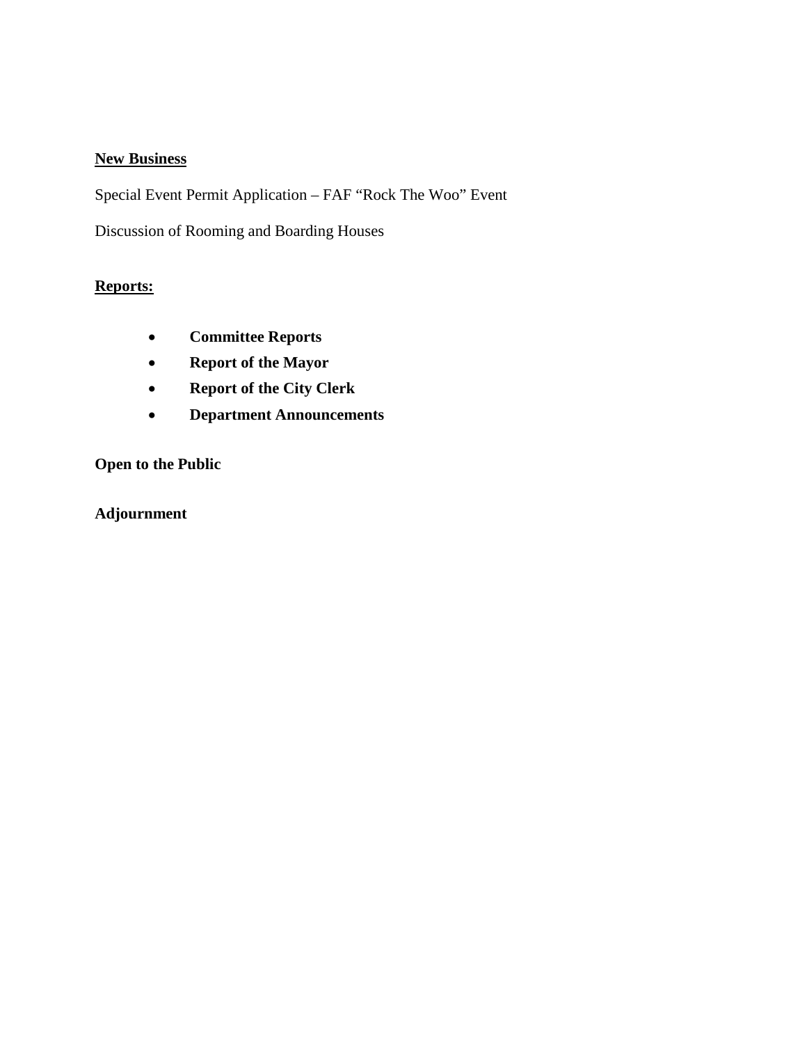**New Business**

Special Event Permit Application – FAF “Rock The Woo” Event

Discussion of Rooming and Boarding Houses

**Reports:**

- **Committee Reports**
- **Report of the Mayor**
- **Report of the City Clerk**
- **Department Announcements**

**Open to the Public**

**Adjournment**